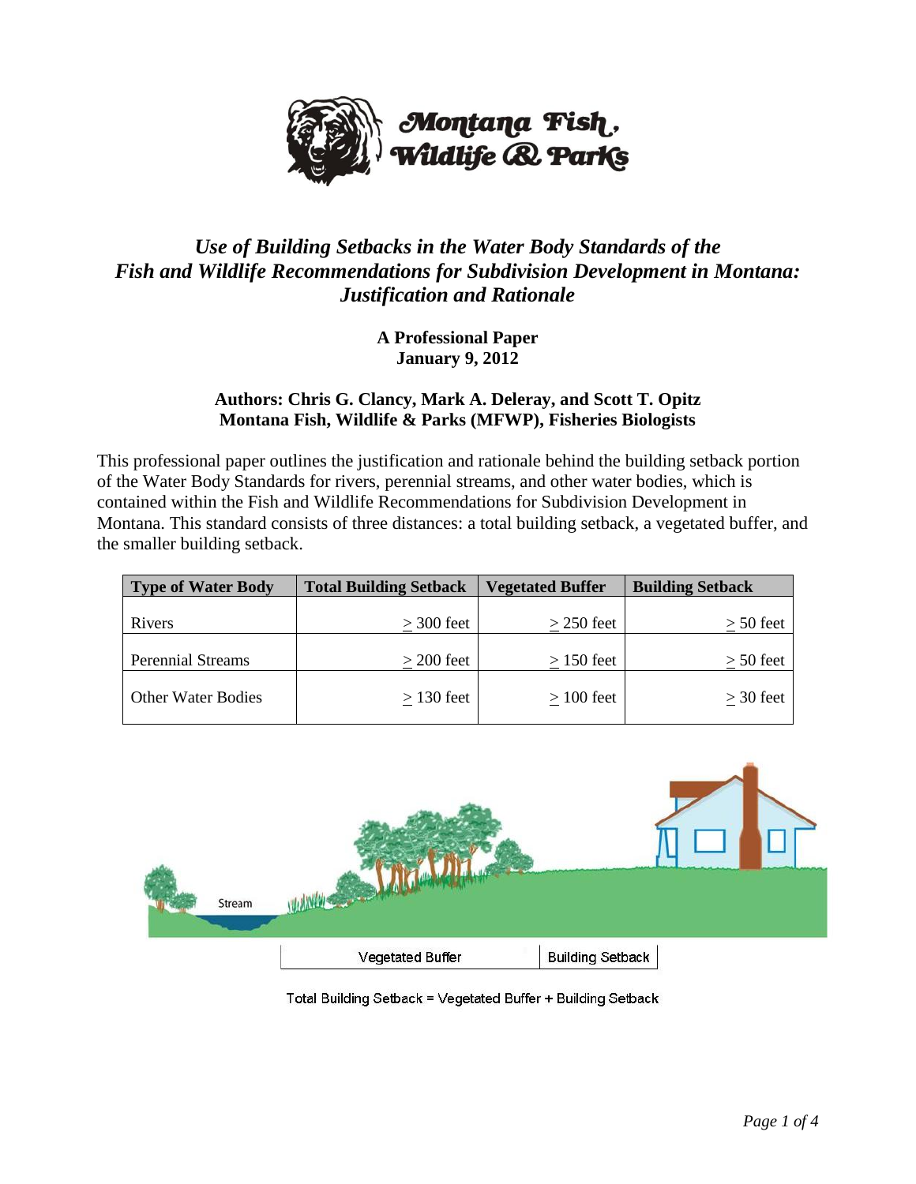Montana Fish, Wildlife & Parks

# *Use of Building Setbacks in the Water Body Standards of the Fish and Wildlife Recommendations for Subdivision Development in Montana: Justification and Rationale*

**A Professional Paper**
**January 9, 2012**

**Authors: Chris G. Clancy, Mark A. Deleray, and Scott T. Opitz**
**Montana Fish, Wildlife & Parks (MFWP), Fisheries Biologists**

This professional paper outlines the justification and rationale behind the building setback portion of the Water Body Standards for rivers, perennial streams, and other water bodies, which is contained within the Fish and Wildlife Recommendations for Subdivision Development in Montana. This standard consists of three distances: a total building setback, a vegetated buffer, and the smaller building setback.

| Type of Water Body | Total Building Setback | Vegetated Buffer | Building Setback |
|---|---|---|---|
| Rivers | ≥ 300 feet | ≥ 250 feet | ≥ 50 feet |
| Perennial Streams | ≥ 200 feet | ≥ 150 feet | ≥ 50 feet |
| Other Water Bodies | ≥ 130 feet | ≥ 100 feet | ≥ 30 feet |

Stream

Vegetated Buffer | Building Setback

Total Building Setback = Vegetated Buffer + Building Setback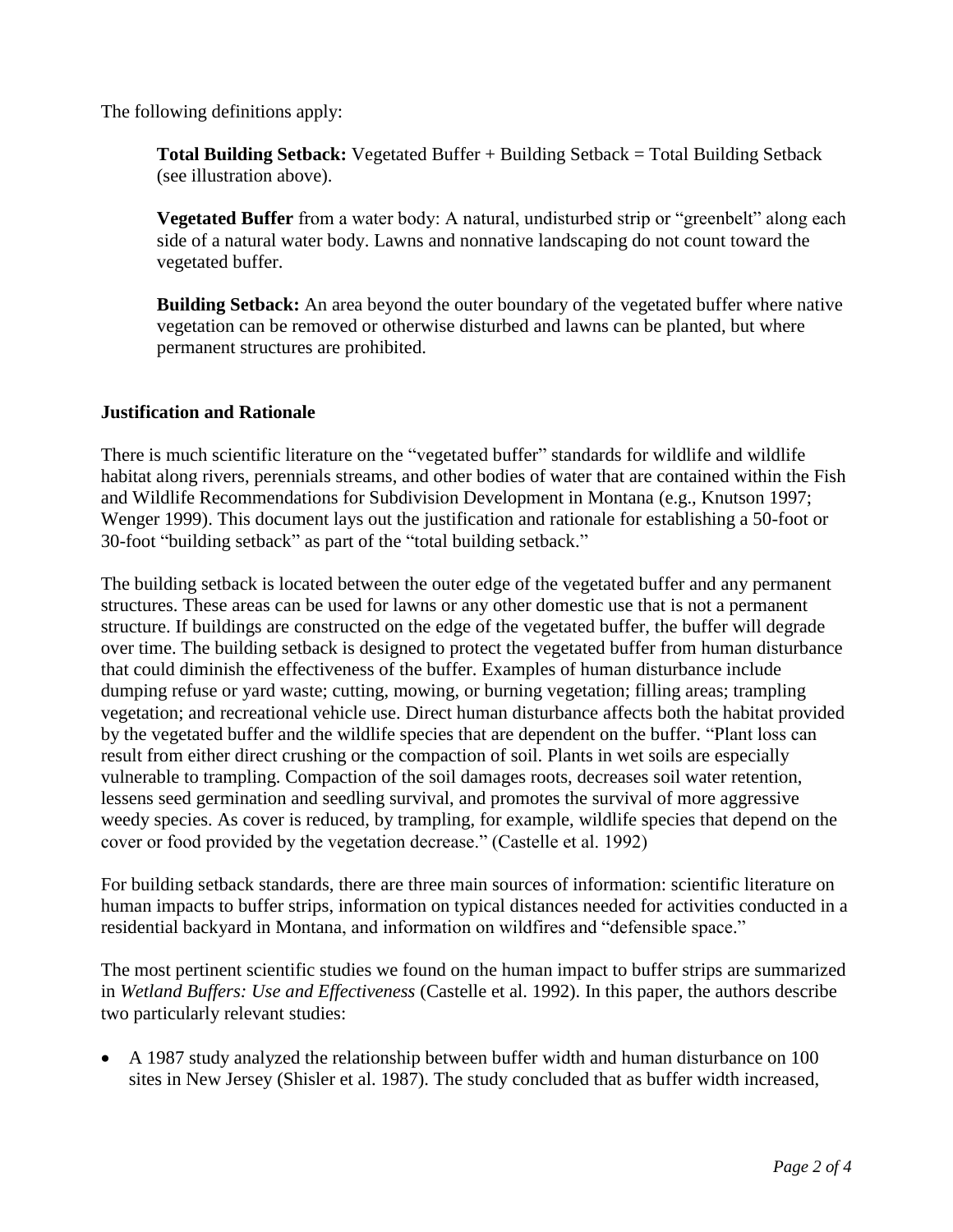The following definitions apply:

> **Total Building Setback:** Vegetated Buffer + Building Setback = Total Building Setback (see illustration above).
>
> **Vegetated Buffer** from a water body: A natural, undisturbed strip or "greenbelt" along each side of a natural water body. Lawns and nonnative landscaping do not count toward the vegetated buffer.
>
> **Building Setback:** An area beyond the outer boundary of the vegetated buffer where native vegetation can be removed or otherwise disturbed and lawns can be planted, but where permanent structures are prohibited.

### Justification and Rationale

There is much scientific literature on the "vegetated buffer" standards for wildlife and wildlife habitat along rivers, perennials streams, and other bodies of water that are contained within the Fish and Wildlife Recommendations for Subdivision Development in Montana (e.g., Knutson 1997; Wenger 1999). This document lays out the justification and rationale for establishing a 50-foot or 30-foot "building setback" as part of the "total building setback."

The building setback is located between the outer edge of the vegetated buffer and any permanent structures. These areas can be used for lawns or any other domestic use that is not a permanent structure. If buildings are constructed on the edge of the vegetated buffer, the buffer will degrade over time. The building setback is designed to protect the vegetated buffer from human disturbance that could diminish the effectiveness of the buffer. Examples of human disturbance include dumping refuse or yard waste; cutting, mowing, or burning vegetation; filling areas; trampling vegetation; and recreational vehicle use. Direct human disturbance affects both the habitat provided by the vegetated buffer and the wildlife species that are dependent on the buffer. "Plant loss can result from either direct crushing or the compaction of soil. Plants in wet soils are especially vulnerable to trampling. Compaction of the soil damages roots, decreases soil water retention, lessens seed germination and seedling survival, and promotes the survival of more aggressive weedy species. As cover is reduced, by trampling, for example, wildlife species that depend on the cover or food provided by the vegetation decrease." (Castelle et al. 1992)

For building setback standards, there are three main sources of information: scientific literature on human impacts to buffer strips, information on typical distances needed for activities conducted in a residential backyard in Montana, and information on wildfires and "defensible space."

The most pertinent scientific studies we found on the human impact to buffer strips are summarized in *Wetland Buffers: Use and Effectiveness* (Castelle et al. 1992). In this paper, the authors describe two particularly relevant studies:

- A 1987 study analyzed the relationship between buffer width and human disturbance on 100 sites in New Jersey (Shisler et al. 1987). The study concluded that as buffer width increased,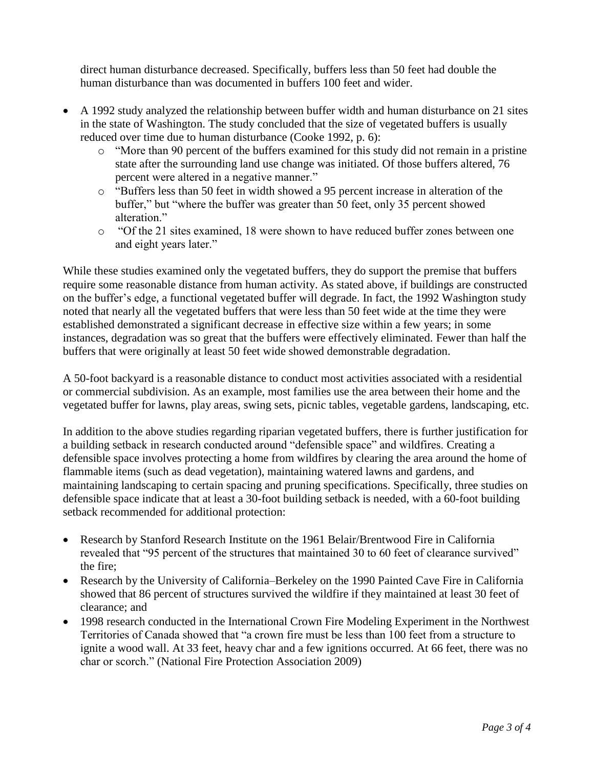direct human disturbance decreased. Specifically, buffers less than 50 feet had double the human disturbance than was documented in buffers 100 feet and wider.

- A 1992 study analyzed the relationship between buffer width and human disturbance on 21 sites in the state of Washington. The study concluded that the size of vegetated buffers is usually reduced over time due to human disturbance (Cooke 1992, p. 6):
  - "More than 90 percent of the buffers examined for this study did not remain in a pristine state after the surrounding land use change was initiated. Of those buffers altered, 76 percent were altered in a negative manner."
  - "Buffers less than 50 feet in width showed a 95 percent increase in alteration of the buffer," but "where the buffer was greater than 50 feet, only 35 percent showed alteration."
  - "Of the 21 sites examined, 18 were shown to have reduced buffer zones between one and eight years later."

While these studies examined only the vegetated buffers, they do support the premise that buffers require some reasonable distance from human activity. As stated above, if buildings are constructed on the buffer's edge, a functional vegetated buffer will degrade. In fact, the 1992 Washington study noted that nearly all the vegetated buffers that were less than 50 feet wide at the time they were established demonstrated a significant decrease in effective size within a few years; in some instances, degradation was so great that the buffers were effectively eliminated. Fewer than half the buffers that were originally at least 50 feet wide showed demonstrable degradation.

A 50-foot backyard is a reasonable distance to conduct most activities associated with a residential or commercial subdivision. As an example, most families use the area between their home and the vegetated buffer for lawns, play areas, swing sets, picnic tables, vegetable gardens, landscaping, etc.

In addition to the above studies regarding riparian vegetated buffers, there is further justification for a building setback in research conducted around "defensible space" and wildfires. Creating a defensible space involves protecting a home from wildfires by clearing the area around the home of flammable items (such as dead vegetation), maintaining watered lawns and gardens, and maintaining landscaping to certain spacing and pruning specifications. Specifically, three studies on defensible space indicate that at least a 30-foot building setback is needed, with a 60-foot building setback recommended for additional protection:

- Research by Stanford Research Institute on the 1961 Belair/Brentwood Fire in California revealed that "95 percent of the structures that maintained 30 to 60 feet of clearance survived" the fire;
- Research by the University of California–Berkeley on the 1990 Painted Cave Fire in California showed that 86 percent of structures survived the wildfire if they maintained at least 30 feet of clearance; and
- 1998 research conducted in the International Crown Fire Modeling Experiment in the Northwest Territories of Canada showed that "a crown fire must be less than 100 feet from a structure to ignite a wood wall. At 33 feet, heavy char and a few ignitions occurred. At 66 feet, there was no char or scorch." (National Fire Protection Association 2009)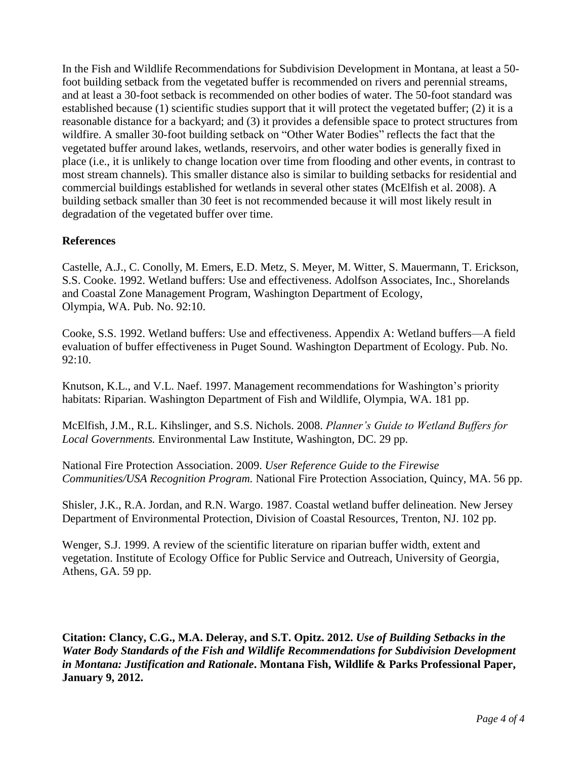In the Fish and Wildlife Recommendations for Subdivision Development in Montana, at least a 50-foot building setback from the vegetated buffer is recommended on rivers and perennial streams, and at least a 30-foot setback is recommended on other bodies of water. The 50-foot standard was established because (1) scientific studies support that it will protect the vegetated buffer; (2) it is a reasonable distance for a backyard; and (3) it provides a defensible space to protect structures from wildfire. A smaller 30-foot building setback on "Other Water Bodies" reflects the fact that the vegetated buffer around lakes, wetlands, reservoirs, and other water bodies is generally fixed in place (i.e., it is unlikely to change location over time from flooding and other events, in contrast to most stream channels). This smaller distance also is similar to building setbacks for residential and commercial buildings established for wetlands in several other states (McElfish et al. 2008). A building setback smaller than 30 feet is not recommended because it will most likely result in degradation of the vegetated buffer over time.

## References

Castelle, A.J., C. Conolly, M. Emers, E.D. Metz, S. Meyer, M. Witter, S. Mauermann, T. Erickson, S.S. Cooke. 1992. Wetland buffers: Use and effectiveness. Adolfson Associates, Inc., Shorelands and Coastal Zone Management Program, Washington Department of Ecology, Olympia, WA. Pub. No. 92:10.

Cooke, S.S. 1992. Wetland buffers: Use and effectiveness. Appendix A: Wetland buffers—A field evaluation of buffer effectiveness in Puget Sound. Washington Department of Ecology. Pub. No. 92:10.

Knutson, K.L., and V.L. Naef. 1997. Management recommendations for Washington's priority habitats: Riparian. Washington Department of Fish and Wildlife, Olympia, WA. 181 pp.

McElfish, J.M., R.L. Kihslinger, and S.S. Nichols. 2008. *Planner's Guide to Wetland Buffers for Local Governments.* Environmental Law Institute, Washington, DC. 29 pp.

National Fire Protection Association. 2009. *User Reference Guide to the Firewise Communities/USA Recognition Program.* National Fire Protection Association, Quincy, MA. 56 pp.

Shisler, J.K., R.A. Jordan, and R.N. Wargo. 1987. Coastal wetland buffer delineation. New Jersey Department of Environmental Protection, Division of Coastal Resources, Trenton, NJ. 102 pp.

Wenger, S.J. 1999. A review of the scientific literature on riparian buffer width, extent and vegetation. Institute of Ecology Office for Public Service and Outreach, University of Georgia, Athens, GA. 59 pp.

**Citation: Clancy, C.G., M.A. Deleray, and S.T. Opitz. 2012. *Use of Building Setbacks in the Water Body Standards of the Fish and Wildlife Recommendations for Subdivision Development in Montana: Justification and Rationale*. Montana Fish, Wildlife & Parks Professional Paper, January 9, 2012.**